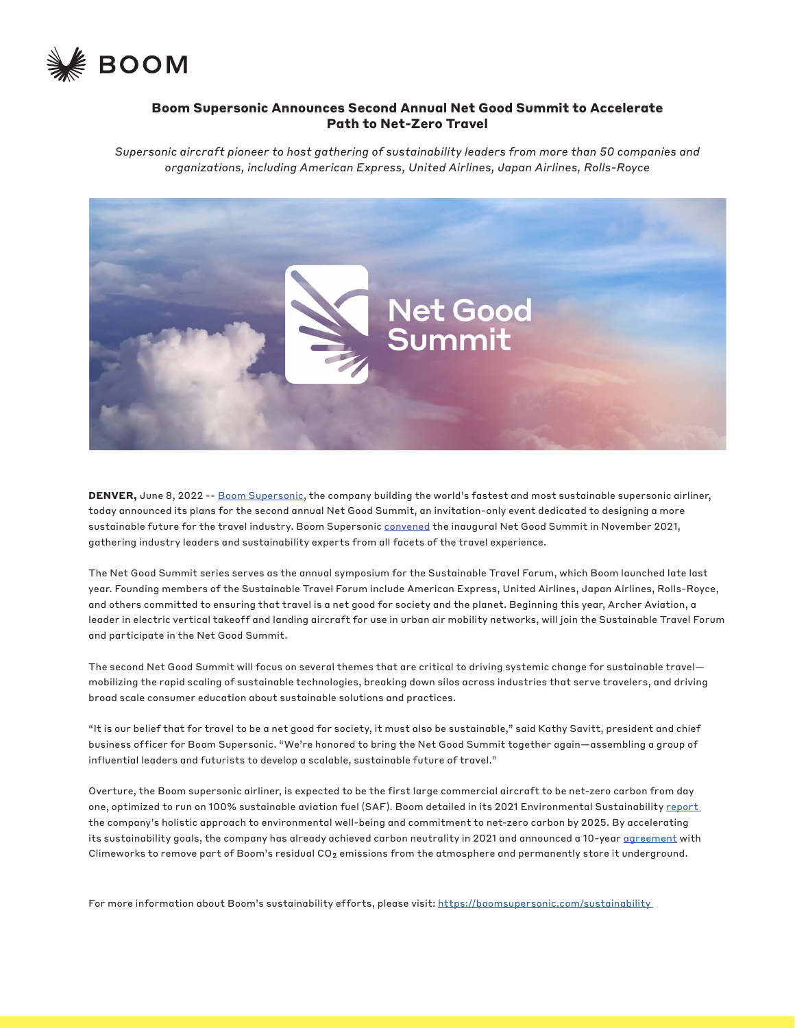# Boom Supersonic Announces Second Annual Net Good Summit to Accelerate Path to Net-Zero Travel

*Supersonic aircraft pioneer to host gathering of sustainability leaders from more than 50 companies and organizations, including American Express, United Airlines, Japan Airlines, Rolls-Royce*

**DENVER,** June 8, 2022 -- Boom Supersonic, the company building the world's fastest and most sustainable supersonic airliner, today announced its plans for the second annual Net Good Summit, an invitation-only event dedicated to designing a more sustainable future for the travel industry. Boom Supersonic convened the inaugural Net Good Summit in November 2021, gathering industry leaders and sustainability experts from all facets of the travel experience.

The Net Good Summit series serves as the annual symposium for the Sustainable Travel Forum, which Boom launched late last year. Founding members of the Sustainable Travel Forum include American Express, United Airlines, Japan Airlines, Rolls-Royce, and others committed to ensuring that travel is a net good for society and the planet. Beginning this year, Archer Aviation, a leader in electric vertical takeoff and landing aircraft for use in urban air mobility networks, will join the Sustainable Travel Forum and participate in the Net Good Summit.

The second Net Good Summit will focus on several themes that are critical to driving systemic change for sustainable travel—mobilizing the rapid scaling of sustainable technologies, breaking down silos across industries that serve travelers, and driving broad scale consumer education about sustainable solutions and practices.

"It is our belief that for travel to be a net good for society, it must also be sustainable," said Kathy Savitt, president and chief business officer for Boom Supersonic. "We're honored to bring the Net Good Summit together again—assembling a group of influential leaders and futurists to develop a scalable, sustainable future of travel."

Overture, the Boom supersonic airliner, is expected to be the first large commercial aircraft to be net-zero carbon from day one, optimized to run on 100% sustainable aviation fuel (SAF). Boom detailed in its 2021 Environmental Sustainability report the company's holistic approach to environmental well-being and commitment to net-zero carbon by 2025. By accelerating its sustainability goals, the company has already achieved carbon neutrality in 2021 and announced a 10-year agreement with Climeworks to remove part of Boom's residual $CO_2$ emissions from the atmosphere and permanently store it underground.

For more information about Boom's sustainability efforts, please visit: https://boomsupersonic.com/sustainability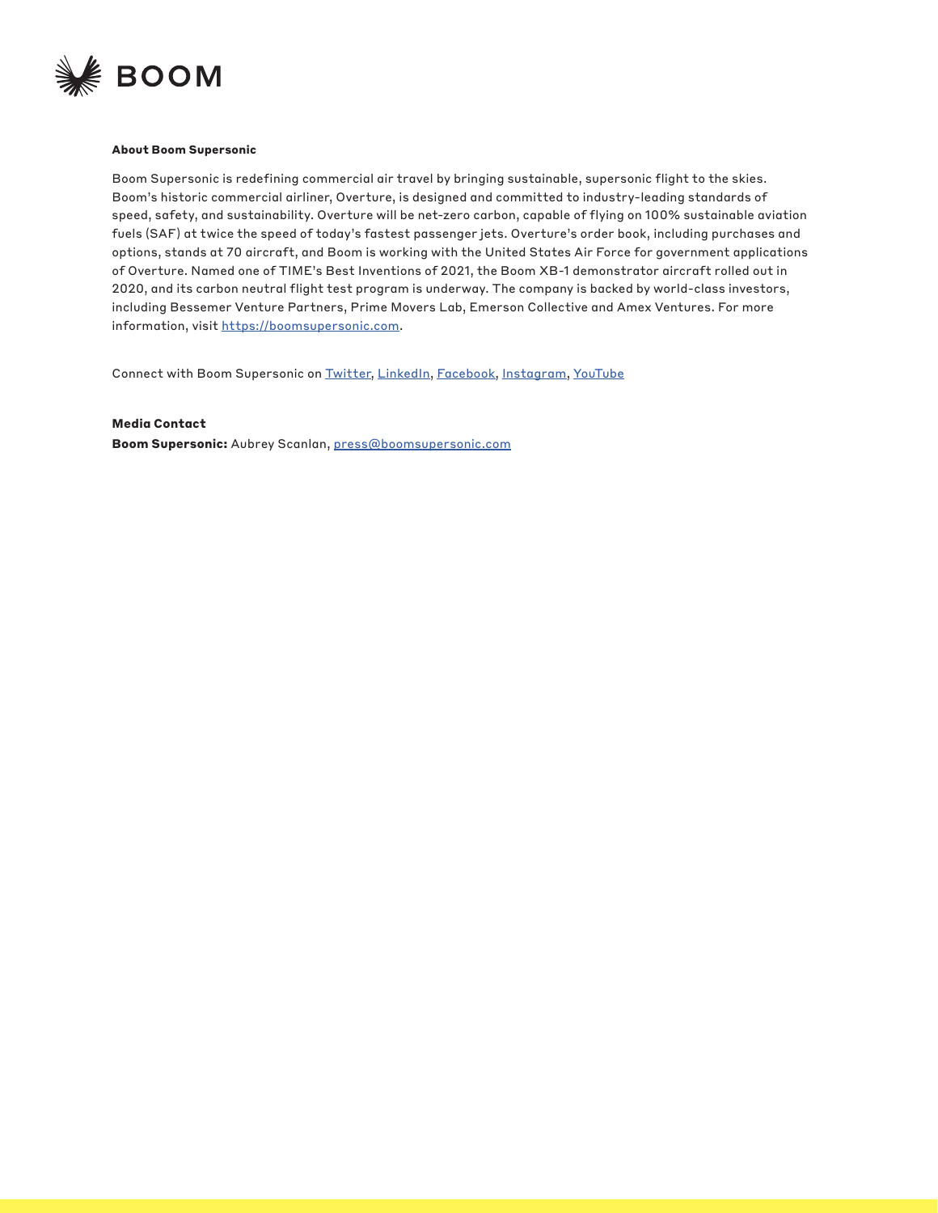**About Boom Supersonic**

Boom Supersonic is redefining commercial air travel by bringing sustainable, supersonic flight to the skies. Boom's historic commercial airliner, Overture, is designed and committed to industry-leading standards of speed, safety, and sustainability. Overture will be net-zero carbon, capable of flying on 100% sustainable aviation fuels (SAF) at twice the speed of today's fastest passenger jets. Overture's order book, including purchases and options, stands at 70 aircraft, and Boom is working with the United States Air Force for government applications of Overture. Named one of TIME's Best Inventions of 2021, the Boom XB-1 demonstrator aircraft rolled out in 2020, and its carbon neutral flight test program is underway. The company is backed by world-class investors, including Bessemer Venture Partners, Prime Movers Lab, Emerson Collective and Amex Ventures. For more information, visit https://boomsupersonic.com.

Connect with Boom Supersonic on Twitter, LinkedIn, Facebook, Instagram, YouTube

**Media Contact**
**Boom Supersonic:** Aubrey Scanlan, press@boomsupersonic.com